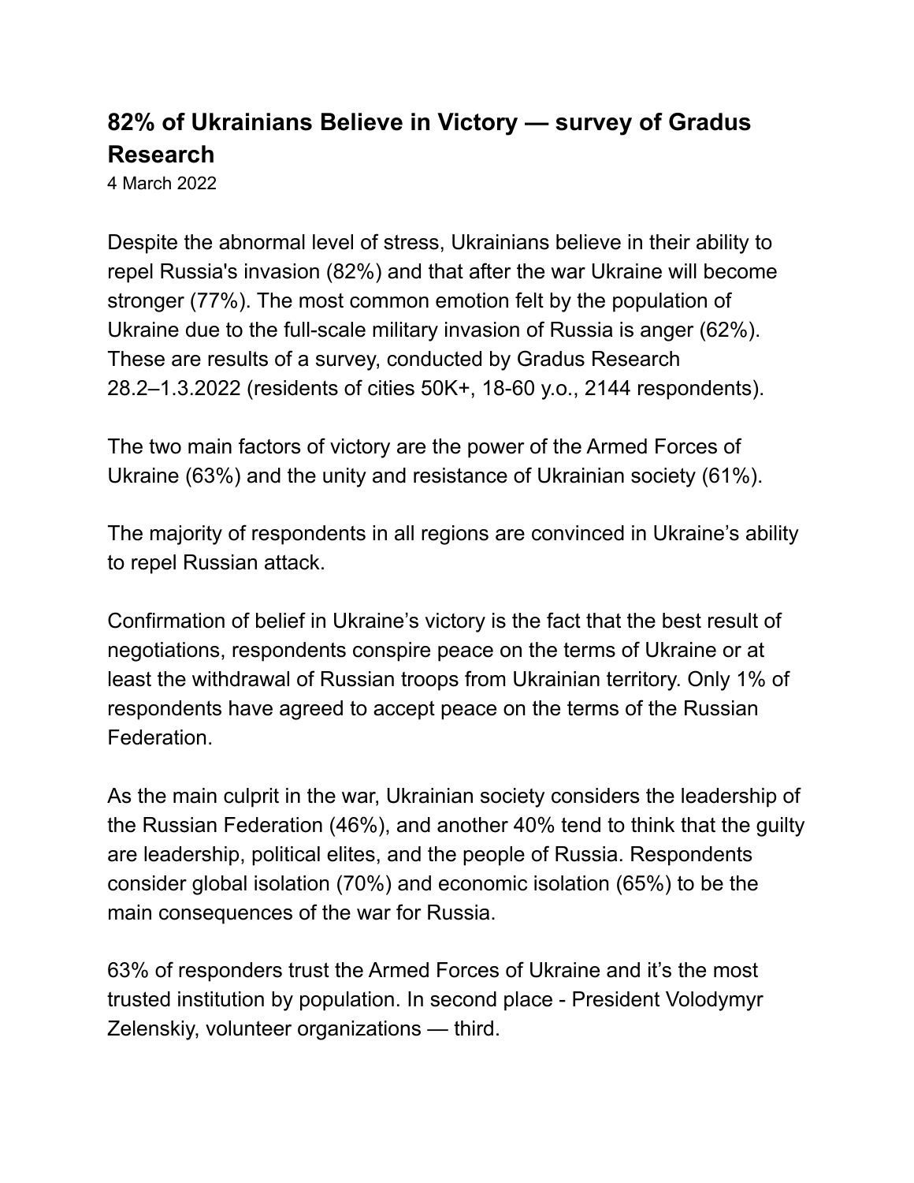# 82% of Ukrainians Believe in Victory — survey of Gradus Research

4 March 2022

Despite the abnormal level of stress, Ukrainians believe in their ability to repel Russia's invasion (82%) and that after the war Ukraine will become stronger (77%). The most common emotion felt by the population of Ukraine due to the full-scale military invasion of Russia is anger (62%). These are results of a survey, conducted by Gradus Research 28.2–1.3.2022 (residents of cities 50K+, 18-60 y.o., 2144 respondents).

The two main factors of victory are the power of the Armed Forces of Ukraine (63%) and the unity and resistance of Ukrainian society (61%).

The majority of respondents in all regions are convinced in Ukraine's ability to repel Russian attack.

Confirmation of belief in Ukraine's victory is the fact that the best result of negotiations, respondents conspire peace on the terms of Ukraine or at least the withdrawal of Russian troops from Ukrainian territory. Only 1% of respondents have agreed to accept peace on the terms of the Russian Federation.

As the main culprit in the war, Ukrainian society considers the leadership of the Russian Federation (46%), and another 40% tend to think that the guilty are leadership, political elites, and the people of Russia. Respondents consider global isolation (70%) and economic isolation (65%) to be the main consequences of the war for Russia.

63% of responders trust the Armed Forces of Ukraine and it's the most trusted institution by population. In second place - President Volodymyr Zelenskiy, volunteer organizations — third.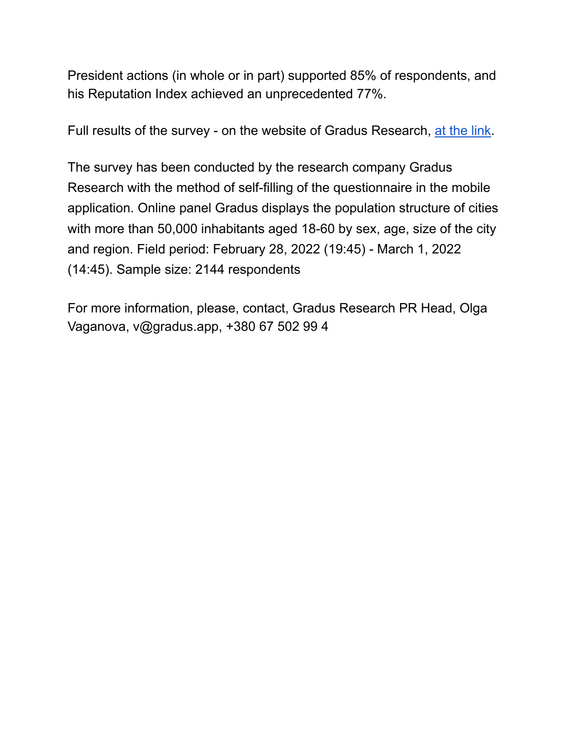President actions (in whole or in part) supported 85% of respondents, and his Reputation Index achieved an unprecedented 77%.

Full results of the survey - on the website of Gradus Research, at the link.

The survey has been conducted by the research company Gradus Research with the method of self-filling of the questionnaire in the mobile application. Online panel Gradus displays the population structure of cities with more than 50,000 inhabitants aged 18-60 by sex, age, size of the city and region. Field period: February 28, 2022 (19:45) - March 1, 2022 (14:45). Sample size: 2144 respondents

For more information, please, contact, Gradus Research PR Head, Olga Vaganova, v@gradus.app, +380 67 502 99 4